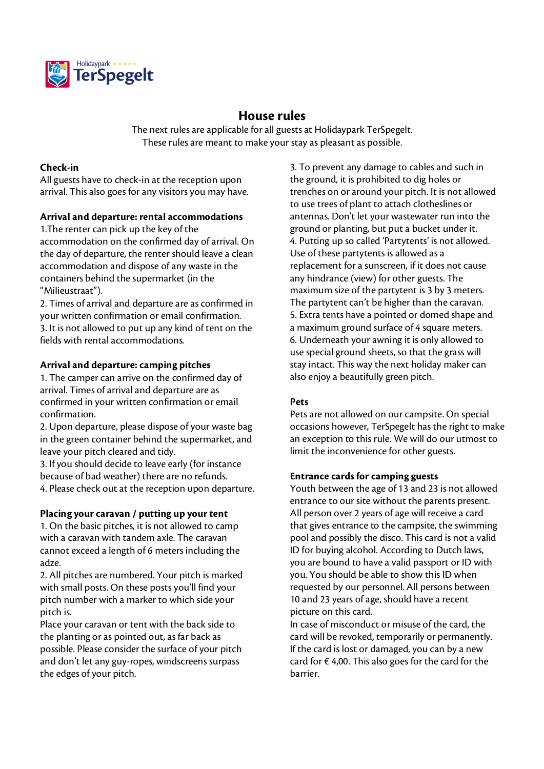Holidaypark TerSpegelt

# House rules

The next rules are applicable for all guests at Holidaypark TerSpegelt.
These rules are meant to make your stay as pleasant as possible.

**Check-in**
All guests have to check-in at the reception upon arrival. This also goes for any visitors you may have.

**Arrival and departure: rental accommodations**
1.The renter can pick up the key of the accommodation on the confirmed day of arrival. On the day of departure, the renter should leave a clean accommodation and dispose of any waste in the containers behind the supermarket (in the "Milieustraat").
2. Times of arrival and departure are as confirmed in your written confirmation or email confirmation.
3. It is not allowed to put up any kind of tent on the fields with rental accommodations.

**Arrival and departure: camping pitches**
1. The camper can arrive on the confirmed day of arrival. Times of arrival and departure are as confirmed in your written confirmation or email confirmation.
2. Upon departure, please dispose of your waste bag in the green container behind the supermarket, and leave your pitch cleared and tidy.
3. If you should decide to leave early (for instance because of bad weather) there are no refunds.
4. Please check out at the reception upon departure.

**Placing your caravan / putting up your tent**
1. On the basic pitches, it is not allowed to camp with a caravan with tandem axle. The caravan cannot exceed a length of 6 meters including the adze.
2. All pitches are numbered. Your pitch is marked with small posts. On these posts you'll find your pitch number with a marker to which side your pitch is.
Place your caravan or tent with the back side to the planting or as pointed out, as far back as possible. Please consider the surface of your pitch and don't let any guy-ropes, windscreens surpass the edges of your pitch.
3. To prevent any damage to cables and such in the ground, it is prohibited to dig holes or trenches on or around your pitch. It is not allowed to use trees of plant to attach clotheslines or antennas. Don't let your wastewater run into the ground or planting, but put a bucket under it.
4. Putting up so called 'Partytents' is not allowed. Use of these partytents is allowed as a replacement for a sunscreen, if it does not cause any hindrance (view) for other guests. The maximum size of the partytent is 3 by 3 meters. The partytent can't be higher than the caravan.
5. Extra tents have a pointed or domed shape and a maximum ground surface of 4 square meters.
6. Underneath your awning it is only allowed to use special ground sheets, so that the grass will stay intact. This way the next holiday maker can also enjoy a beautifully green pitch.

**Pets**
Pets are not allowed on our campsite. On special occasions however, TerSpegelt has the right to make an exception to this rule. We will do our utmost to limit the inconvenience for other guests.

**Entrance cards for camping guests**
Youth between the age of 13 and 23 is not allowed entrance to our site without the parents present. All person over 2 years of age will receive a card that gives entrance to the campsite, the swimming pool and possibly the disco. This card is not a valid ID for buying alcohol. According to Dutch laws, you are bound to have a valid passport or ID with you. You should be able to show this ID when requested by our personnel. All persons between 10 and 23 years of age, should have a recent picture on this card.
In case of misconduct or misuse of the card, the card will be revoked, temporarily or permanently. If the card is lost or damaged, you can by a new card for € 4,00. This also goes for the card for the barrier.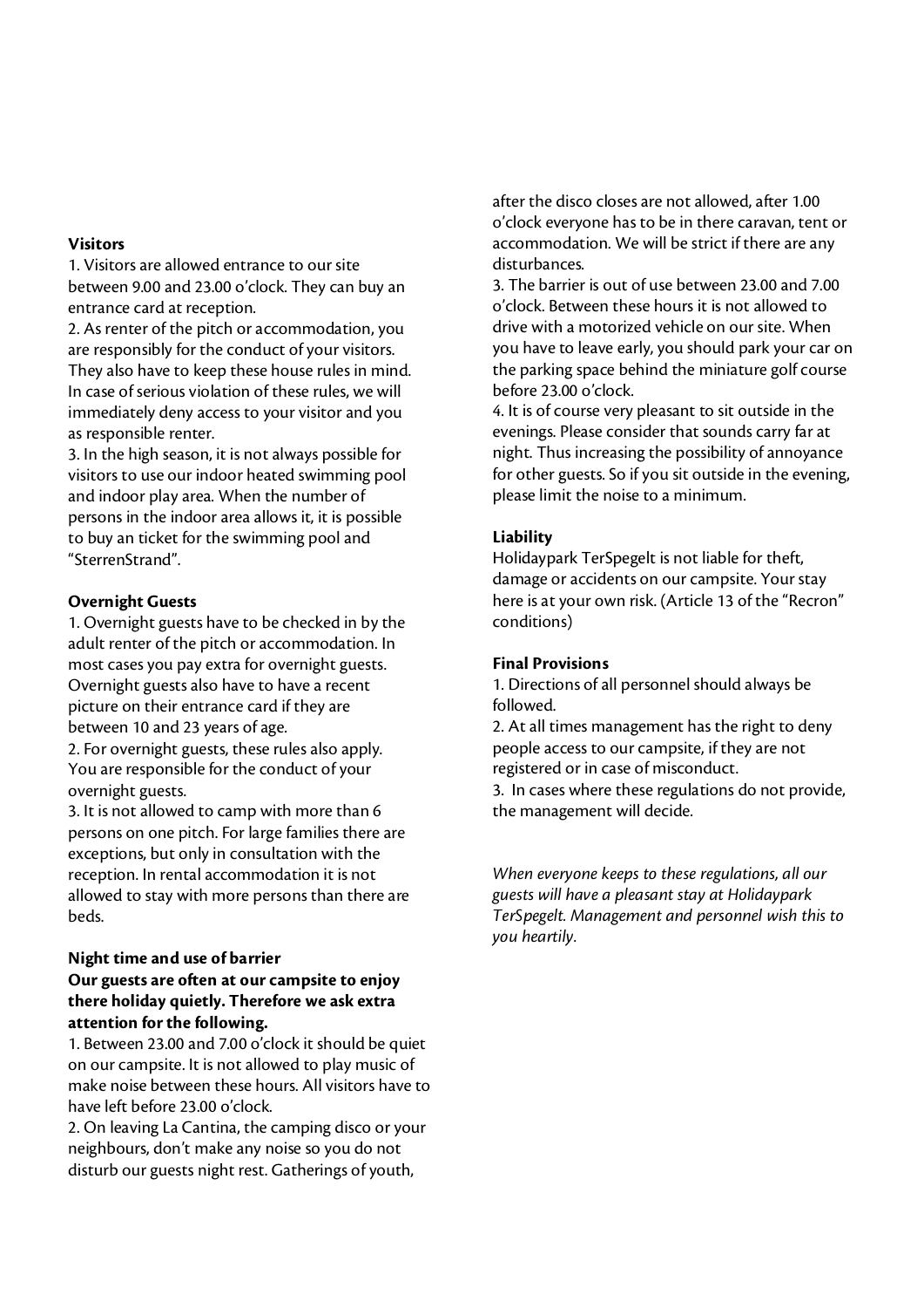**Visitors**

1. Visitors are allowed entrance to our site between 9.00 and 23.00 o'clock. They can buy an entrance card at reception.
2. As renter of the pitch or accommodation, you are responsibly for the conduct of your visitors. They also have to keep these house rules in mind. In case of serious violation of these rules, we will immediately deny access to your visitor and you as responsible renter.
3. In the high season, it is not always possible for visitors to use our indoor heated swimming pool and indoor play area. When the number of persons in the indoor area allows it, it is possible to buy an ticket for the swimming pool and "SterrenStrand".

**Overnight Guests**

1. Overnight guests have to be checked in by the adult renter of the pitch or accommodation. In most cases you pay extra for overnight guests. Overnight guests also have to have a recent picture on their entrance card if they are between 10 and 23 years of age.
2. For overnight guests, these rules also apply. You are responsible for the conduct of your overnight guests.
3. It is not allowed to camp with more than 6 persons on one pitch. For large families there are exceptions, but only in consultation with the reception. In rental accommodation it is not allowed to stay with more persons than there are beds.

**Night time and use of barrier**

**Our guests are often at our campsite to enjoy there holiday quietly. Therefore we ask extra attention for the following.**

1. Between 23.00 and 7.00 o'clock it should be quiet on our campsite. It is not allowed to play music of make noise between these hours. All visitors have to have left before 23.00 o'clock.
2. On leaving La Cantina, the camping disco or your neighbours, don't make any noise so you do not disturb our guests night rest. Gatherings of youth, after the disco closes are not allowed, after 1.00 o'clock everyone has to be in there caravan, tent or accommodation. We will be strict if there are any disturbances.
3. The barrier is out of use between 23.00 and 7.00 o'clock. Between these hours it is not allowed to drive with a motorized vehicle on our site. When you have to leave early, you should park your car on the parking space behind the miniature golf course before 23.00 o'clock.
4. It is of course very pleasant to sit outside in the evenings. Please consider that sounds carry far at night. Thus increasing the possibility of annoyance for other guests. So if you sit outside in the evening, please limit the noise to a minimum.

**Liability**

Holidaypark TerSpegelt is not liable for theft, damage or accidents on our campsite. Your stay here is at your own risk. (Article 13 of the "Recron" conditions)

**Final Provisions**

1. Directions of all personnel should always be followed.
2. At all times management has the right to deny people access to our campsite, if they are not registered or in case of misconduct.
3. In cases where these regulations do not provide, the management will decide.

*When everyone keeps to these regulations, all our guests will have a pleasant stay at Holidaypark TerSpegelt. Management and personnel wish this to you heartily.*